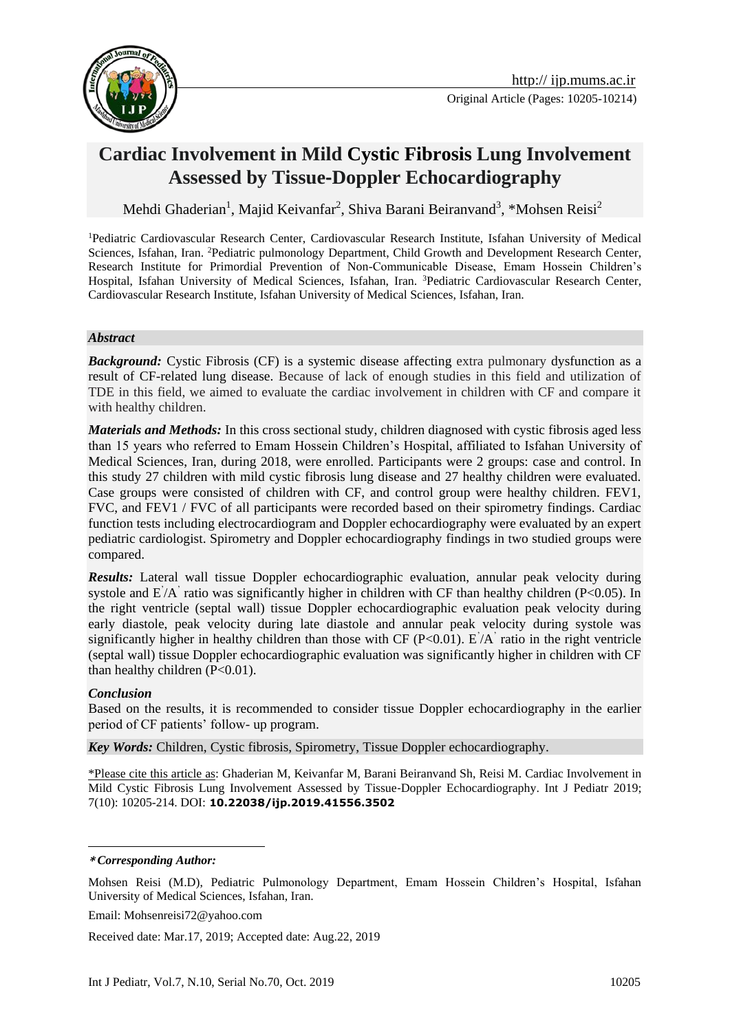Original Article (Pages: 10205-10214)

# Cardiac Involvement in Mild Cystic Fibrosis Lung Involvement Assessed by Tissue-Doppler Echocardiography

Mehdi Ghaderian[1], Majid Keivanfar[2], Shiva Barani Beiranvand[3], *Mohsen Reisi[2]

[1]Pediatric Cardiovascular Research Center, Cardiovascular Research Institute, Isfahan University of Medical Sciences, Isfahan, Iran. [2]Pediatric pulmonology Department, Child Growth and Development Research Center, Research Institute for Primordial Prevention of Non-Communicable Disease, Emam Hossein Children's Hospital, Isfahan University of Medical Sciences, Isfahan, Iran. [3]Pediatric Cardiovascular Research Center, Cardiovascular Research Institute, Isfahan University of Medical Sciences, Isfahan, Iran.

### *Abstract*

***Background:*** Cystic Fibrosis (CF) is a systemic disease affecting extra pulmonary dysfunction as a result of CF-related lung disease. Because of lack of enough studies in this field and utilization of TDE in this field, we aimed to evaluate the cardiac involvement in children with CF and compare it with healthy children.

***Materials and Methods:*** In this cross sectional study, children diagnosed with cystic fibrosis aged less than 15 years who referred to Emam Hossein Children's Hospital, affiliated to Isfahan University of Medical Sciences, Iran, during 2018, were enrolled. Participants were 2 groups: case and control. In this study 27 children with mild cystic fibrosis lung disease and 27 healthy children were evaluated. Case groups were consisted of children with CF, and control group were healthy children. FEV1, FVC, and FEV1 / FVC of all participants were recorded based on their spirometry findings. Cardiac function tests including electrocardiogram and Doppler echocardiography were evaluated by an expert pediatric cardiologist. Spirometry and Doppler echocardiography findings in two studied groups were compared.

***Results:*** Lateral wall tissue Doppler echocardiographic evaluation, annular peak velocity during systole and E'/A' ratio was significantly higher in children with CF than healthy children (P<0.05). In the right ventricle (septal wall) tissue Doppler echocardiographic evaluation peak velocity during early diastole, peak velocity during late diastole and annular peak velocity during systole was significantly higher in healthy children than those with CF (P<0.01). E'/A' ratio in the right ventricle (septal wall) tissue Doppler echocardiographic evaluation was significantly higher in children with CF than healthy children (P<0.01).

### *Conclusion*

Based on the results, it is recommended to consider tissue Doppler echocardiography in the earlier period of CF patients' follow- up program.

***Key Words:*** Children, Cystic fibrosis, Spirometry, Tissue Doppler echocardiography.

*Please cite this article as: Ghaderian M, Keivanfar M, Barani Beiranvand Sh, Reisi M. Cardiac Involvement in Mild Cystic Fibrosis Lung Involvement Assessed by Tissue-Doppler Echocardiography. Int J Pediatr 2019; 7(10): 10205-214. DOI: **10.22038/ijp.2019.41556.3502**

---

***Corresponding Author:***

Mohsen Reisi (M.D), Pediatric Pulmonology Department, Emam Hossein Children's Hospital, Isfahan University of Medical Sciences, Isfahan, Iran.

Email: Mohsenreisi72@yahoo.com

Received date: Mar.17, 2019; Accepted date: Aug.22, 2019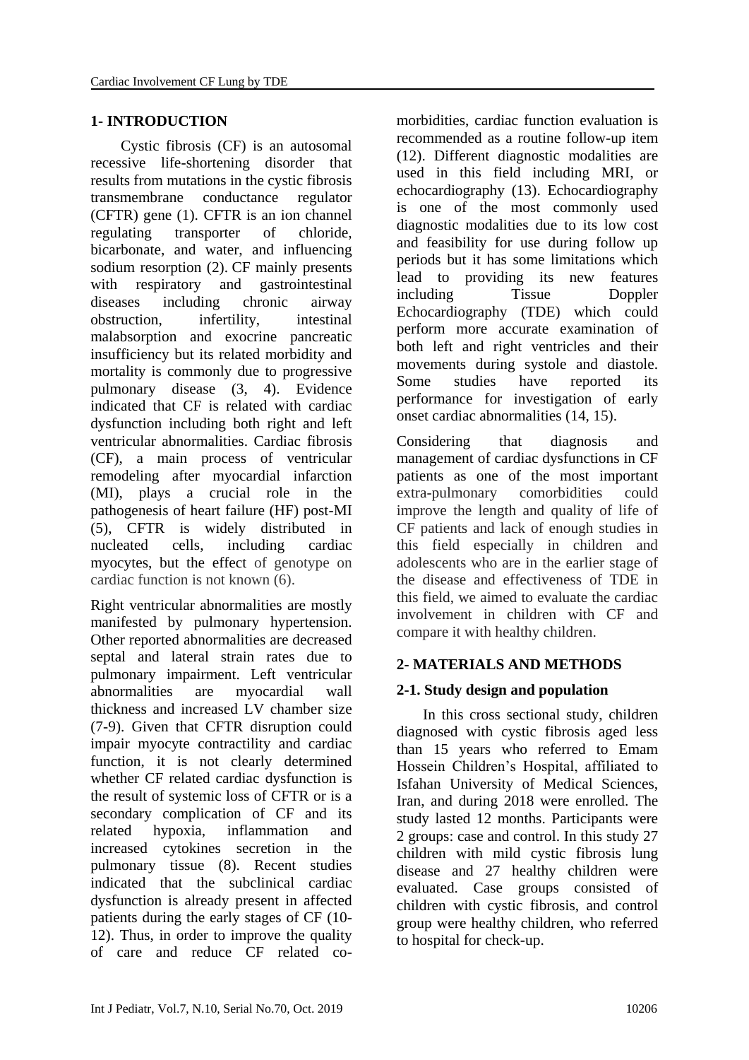## 1- INTRODUCTION

Cystic fibrosis (CF) is an autosomal recessive life-shortening disorder that results from mutations in the cystic fibrosis transmembrane conductance regulator (CFTR) gene (1). CFTR is an ion channel regulating transporter of chloride, bicarbonate, and water, and influencing sodium resorption (2). CF mainly presents with respiratory and gastrointestinal diseases including chronic airway obstruction, infertility, intestinal malabsorption and exocrine pancreatic insufficiency but its related morbidity and mortality is commonly due to progressive pulmonary disease (3, 4). Evidence indicated that CF is related with cardiac dysfunction including both right and left ventricular abnormalities. Cardiac fibrosis (CF), a main process of ventricular remodeling after myocardial infarction (MI), plays a crucial role in the pathogenesis of heart failure (HF) post-MI (5), CFTR is widely distributed in nucleated cells, including cardiac myocytes, but the effect of genotype on cardiac function is not known (6).

Right ventricular abnormalities are mostly manifested by pulmonary hypertension. Other reported abnormalities are decreased septal and lateral strain rates due to pulmonary impairment. Left ventricular abnormalities are myocardial wall thickness and increased LV chamber size (7-9). Given that CFTR disruption could impair myocyte contractility and cardiac function, it is not clearly determined whether CF related cardiac dysfunction is the result of systemic loss of CFTR or is a secondary complication of CF and its related hypoxia, inflammation and increased cytokines secretion in the pulmonary tissue (8). Recent studies indicated that the subclinical cardiac dysfunction is already present in affected patients during the early stages of CF (10-12). Thus, in order to improve the quality of care and reduce CF related co-morbidities, cardiac function evaluation is recommended as a routine follow-up item (12). Different diagnostic modalities are used in this field including MRI, or echocardiography (13). Echocardiography is one of the most commonly used diagnostic modalities due to its low cost and feasibility for use during follow up periods but it has some limitations which lead to providing its new features including Tissue Doppler Echocardiography (TDE) which could perform more accurate examination of both left and right ventricles and their movements during systole and diastole. Some studies have reported its performance for investigation of early onset cardiac abnormalities (14, 15).

Considering that diagnosis and management of cardiac dysfunctions in CF patients as one of the most important extra-pulmonary comorbidities could improve the length and quality of life of CF patients and lack of enough studies in this field especially in children and adolescents who are in the earlier stage of the disease and effectiveness of TDE in this field, we aimed to evaluate the cardiac involvement in children with CF and compare it with healthy children.

## 2- MATERIALS AND METHODS

### 2-1. Study design and population

In this cross sectional study, children diagnosed with cystic fibrosis aged less than 15 years who referred to Emam Hossein Children's Hospital, affiliated to Isfahan University of Medical Sciences, Iran, and during 2018 were enrolled. The study lasted 12 months. Participants were 2 groups: case and control. In this study 27 children with mild cystic fibrosis lung disease and 27 healthy children were evaluated. Case groups consisted of children with cystic fibrosis, and control group were healthy children, who referred to hospital for check-up.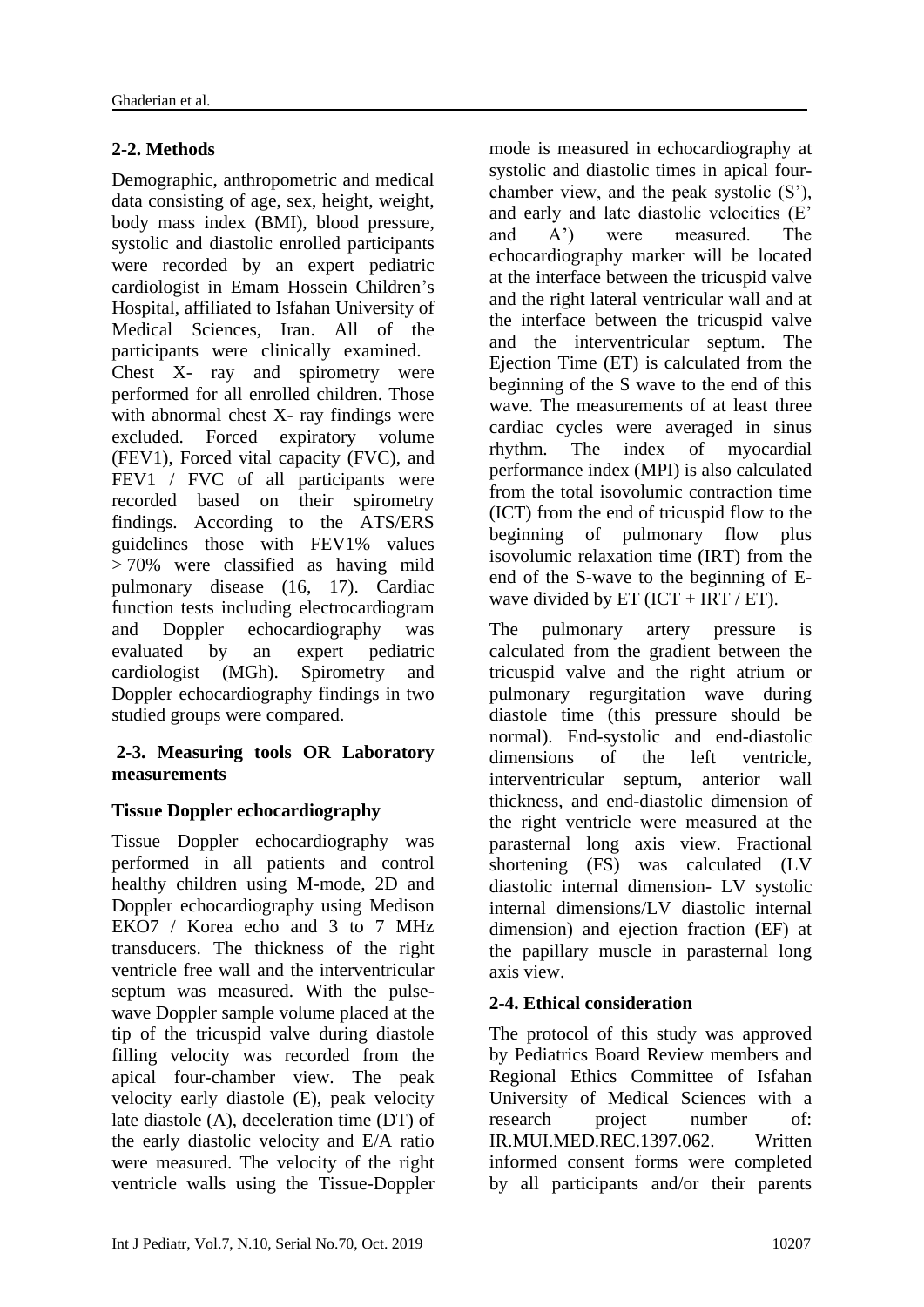## 2-2. Methods

Demographic, anthropometric and medical data consisting of age, sex, height, weight, body mass index (BMI), blood pressure, systolic and diastolic enrolled participants were recorded by an expert pediatric cardiologist in Emam Hossein Children's Hospital, affiliated to Isfahan University of Medical Sciences, Iran. All of the participants were clinically examined. Chest X- ray and spirometry were performed for all enrolled children. Those with abnormal chest X- ray findings were excluded. Forced expiratory volume (FEV1), Forced vital capacity (FVC), and FEV1 / FVC of all participants were recorded based on their spirometry findings. According to the ATS/ERS guidelines those with FEV1% values > 70% were classified as having mild pulmonary disease (16, 17). Cardiac function tests including electrocardiogram and Doppler echocardiography was evaluated by an expert pediatric cardiologist (MGh). Spirometry and Doppler echocardiography findings in two studied groups were compared.

## 2-3. Measuring tools OR Laboratory measurements

### Tissue Doppler echocardiography

Tissue Doppler echocardiography was performed in all patients and control healthy children using M-mode, 2D and Doppler echocardiography using Medison EKO7 / Korea echo and 3 to 7 MHz transducers. The thickness of the right ventricle free wall and the interventricular septum was measured. With the pulse-wave Doppler sample volume placed at the tip of the tricuspid valve during diastole filling velocity was recorded from the apical four-chamber view. The peak velocity early diastole (E), peak velocity late diastole (A), deceleration time (DT) of the early diastolic velocity and E/A ratio were measured. The velocity of the right ventricle walls using the Tissue-Doppler mode is measured in echocardiography at systolic and diastolic times in apical four-chamber view, and the peak systolic (S'), and early and late diastolic velocities (E' and A') were measured. The echocardiography marker will be located at the interface between the tricuspid valve and the right lateral ventricular wall and at the interface between the tricuspid valve and the interventricular septum. The Ejection Time (ET) is calculated from the beginning of the S wave to the end of this wave. The measurements of at least three cardiac cycles were averaged in sinus rhythm. The index of myocardial performance index (MPI) is also calculated from the total isovolumic contraction time (ICT) from the end of tricuspid flow to the beginning of pulmonary flow plus isovolumic relaxation time (IRT) from the end of the S-wave to the beginning of E-wave divided by ET (ICT + IRT / ET).

The pulmonary artery pressure is calculated from the gradient between the tricuspid valve and the right atrium or pulmonary regurgitation wave during diastole time (this pressure should be normal). End-systolic and end-diastolic dimensions of the left ventricle, interventricular septum, anterior wall thickness, and end-diastolic dimension of the right ventricle were measured at the parasternal long axis view. Fractional shortening (FS) was calculated (LV diastolic internal dimension- LV systolic internal dimensions/LV diastolic internal dimension) and ejection fraction (EF) at the papillary muscle in parasternal long axis view.

## 2-4. Ethical consideration

The protocol of this study was approved by Pediatrics Board Review members and Regional Ethics Committee of Isfahan University of Medical Sciences with a research project number of: IR.MUI.MED.REC.1397.062. Written informed consent forms were completed by all participants and/or their parents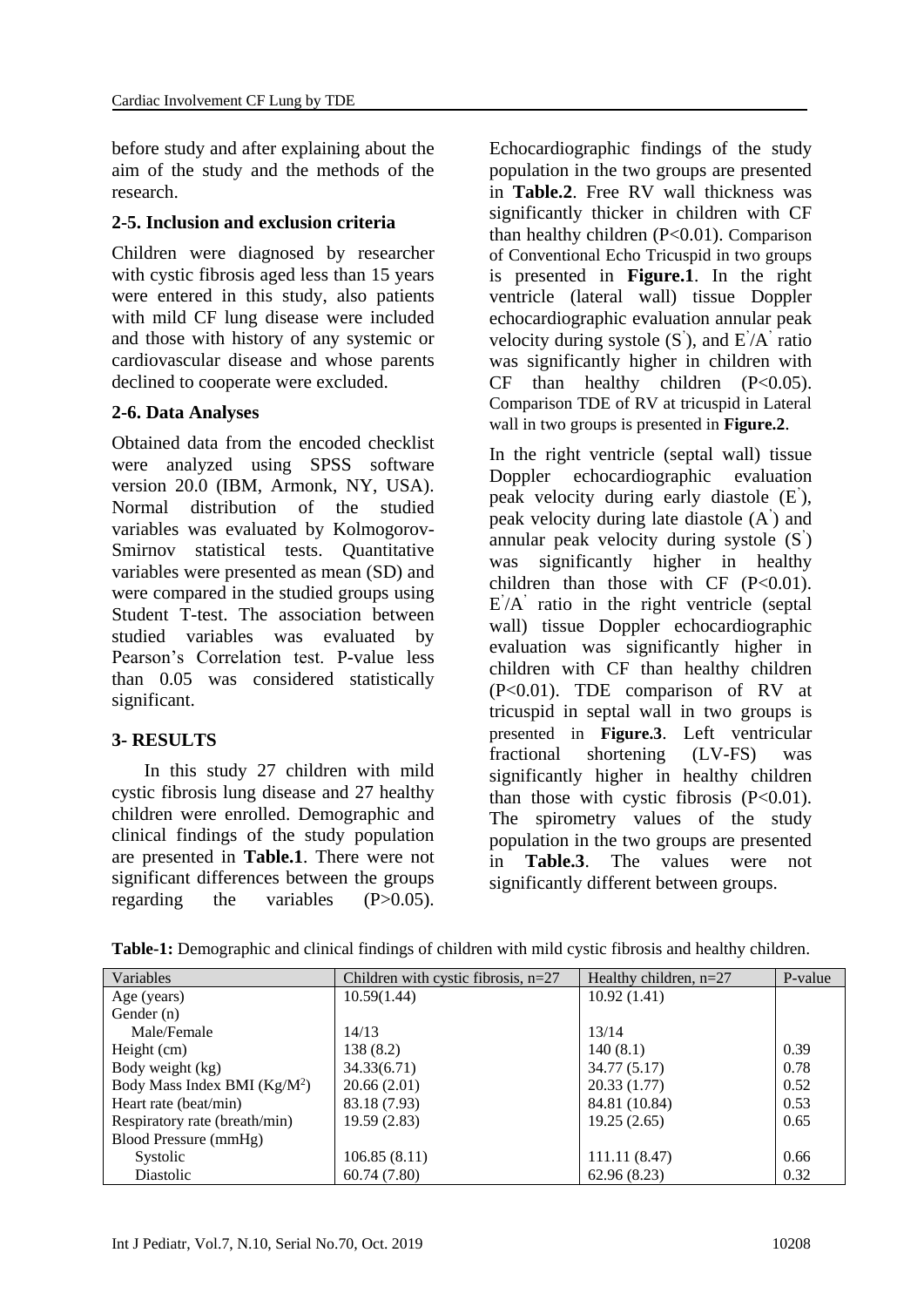before study and after explaining about the aim of the study and the methods of the research.

### 2-5. Inclusion and exclusion criteria

Children were diagnosed by researcher with cystic fibrosis aged less than 15 years were entered in this study, also patients with mild CF lung disease were included and those with history of any systemic or cardiovascular disease and whose parents declined to cooperate were excluded.

### 2-6. Data Analyses

Obtained data from the encoded checklist were analyzed using SPSS software version 20.0 (IBM, Armonk, NY, USA). Normal distribution of the studied variables was evaluated by Kolmogorov-Smirnov statistical tests. Quantitative variables were presented as mean (SD) and were compared in the studied groups using Student T-test. The association between studied variables was evaluated by Pearson's Correlation test. P-value less than 0.05 was considered statistically significant.

## 3- RESULTS

In this study 27 children with mild cystic fibrosis lung disease and 27 healthy children were enrolled. Demographic and clinical findings of the study population are presented in **Table.1**. There were not significant differences between the groups regarding the variables (P>0.05). Echocardiographic findings of the study population in the two groups are presented in **Table.2**. Free RV wall thickness was significantly thicker in children with CF than healthy children (P<0.01). Comparison of Conventional Echo Tricuspid in two groups is presented in **Figure.1**. In the right ventricle (lateral wall) tissue Doppler echocardiographic evaluation annular peak velocity during systole (S'), and E'/A' ratio was significantly higher in children with CF than healthy children (P<0.05). Comparison TDE of RV at tricuspid in Lateral wall in two groups is presented in **Figure.2**.

In the right ventricle (septal wall) tissue Doppler echocardiographic evaluation peak velocity during early diastole (E'), peak velocity during late diastole (A') and annular peak velocity during systole (S') was significantly higher in healthy children than those with CF (P<0.01). E'/A' ratio in the right ventricle (septal wall) tissue Doppler echocardiographic evaluation was significantly higher in children with CF than healthy children (P<0.01). TDE comparison of RV at tricuspid in septal wall in two groups is presented in **Figure.3**. Left ventricular fractional shortening (LV-FS) was significantly higher in healthy children than those with cystic fibrosis (P<0.01). The spirometry values of the study population in the two groups are presented in **Table.3**. The values were not significantly different between groups.

**Table-1:** Demographic and clinical findings of children with mild cystic fibrosis and healthy children.

| Variables | Children with cystic fibrosis, n=27 | Healthy children, n=27 | P-value |
|---|---|---|---|
| Age (years) | 10.59(1.44) | 10.92 (1.41) | |
| Gender (n) | | | |
| Male/Female | 14/13 | 13/14 | |
| Height (cm) | 138 (8.2) | 140 (8.1) | 0.39 |
| Body weight (kg) | 34.33(6.71) | 34.77 (5.17) | 0.78 |
| Body Mass Index BMI ($Kg/M^2$) | 20.66 (2.01) | 20.33 (1.77) | 0.52 |
| Heart rate (beat/min) | 83.18 (7.93) | 84.81 (10.84) | 0.53 |
| Respiratory rate (breath/min) | 19.59 (2.83) | 19.25 (2.65) | 0.65 |
| Blood Pressure (mmHg) | | | |
| Systolic | 106.85 (8.11) | 111.11 (8.47) | 0.66 |
| Diastolic | 60.74 (7.80) | 62.96 (8.23) | 0.32 |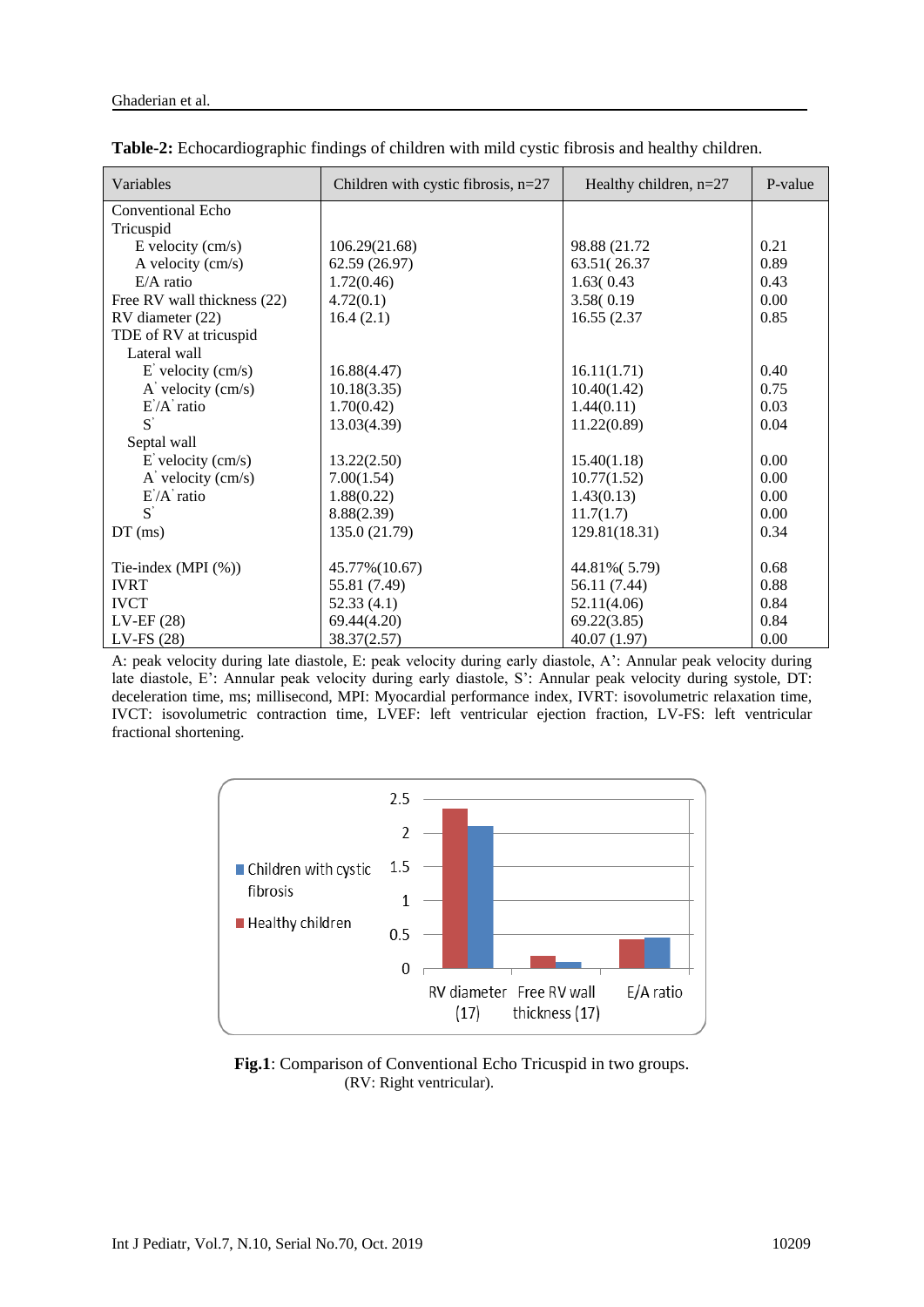**Table-2:** Echocardiographic findings of children with mild cystic fibrosis and healthy children.

| Variables | Children with cystic fibrosis, n=27 | Healthy children, n=27 | P-value |
|---|---|---|---|
| Conventional Echo | | | |
| Tricuspid | | | |
| E velocity (cm/s) | 106.29(21.68) | 98.88 (21.72 | 0.21 |
| A velocity (cm/s) | 62.59 (26.97) | 63.51( 26.37 | 0.89 |
| E/A ratio | 1.72(0.46) | 1.63( 0.43 | 0.43 |
| Free RV wall thickness (22) | 4.72(0.1) | 3.58( 0.19 | 0.00 |
| RV diameter (22) | 16.4 (2.1) | 16.55 (2.37 | 0.85 |
| TDE of RV at tricuspid | | | |
| Lateral wall | | | |
| E' velocity (cm/s) | 16.88(4.47) | 16.11(1.71) | 0.40 |
| A' velocity (cm/s) | 10.18(3.35) | 10.40(1.42) | 0.75 |
| E'/A' ratio | 1.70(0.42) | 1.44(0.11) | 0.03 |
| S' | 13.03(4.39) | 11.22(0.89) | 0.04 |
| Septal wall | | | |
| E' velocity (cm/s) | 13.22(2.50) | 15.40(1.18) | 0.00 |
| A' velocity (cm/s) | 7.00(1.54) | 10.77(1.52) | 0.00 |
| E'/A' ratio | 1.88(0.22) | 1.43(0.13) | 0.00 |
| S' | 8.88(2.39) | 11.7(1.7) | 0.00 |
| DT (ms) | 135.0 (21.79) | 129.81(18.31) | 0.34 |
| Tie-index (MPI (%)) | 45.77%(10.67) | 44.81%( 5.79) | 0.68 |
| IVRT | 55.81 (7.49) | 56.11 (7.44) | 0.88 |
| IVCT | 52.33 (4.1) | 52.11(4.06) | 0.84 |
| LV-EF (28) | 69.44(4.20) | 69.22(3.85) | 0.84 |
| LV-FS (28) | 38.37(2.57) | 40.07 (1.97) | 0.00 |

A: peak velocity during late diastole, E: peak velocity during early diastole, A': Annular peak velocity during late diastole, E': Annular peak velocity during early diastole, S': Annular peak velocity during systole, DT: deceleration time, ms; millisecond, MPI: Myocardial performance index, IVRT: isovolumetric relaxation time, IVCT: isovolumetric contraction time, LVEF: left ventricular ejection fraction, LV-FS: left ventricular fractional shortening.

**Fig.1**: Comparison of Conventional Echo Tricuspid in two groups.
(RV: Right ventricular).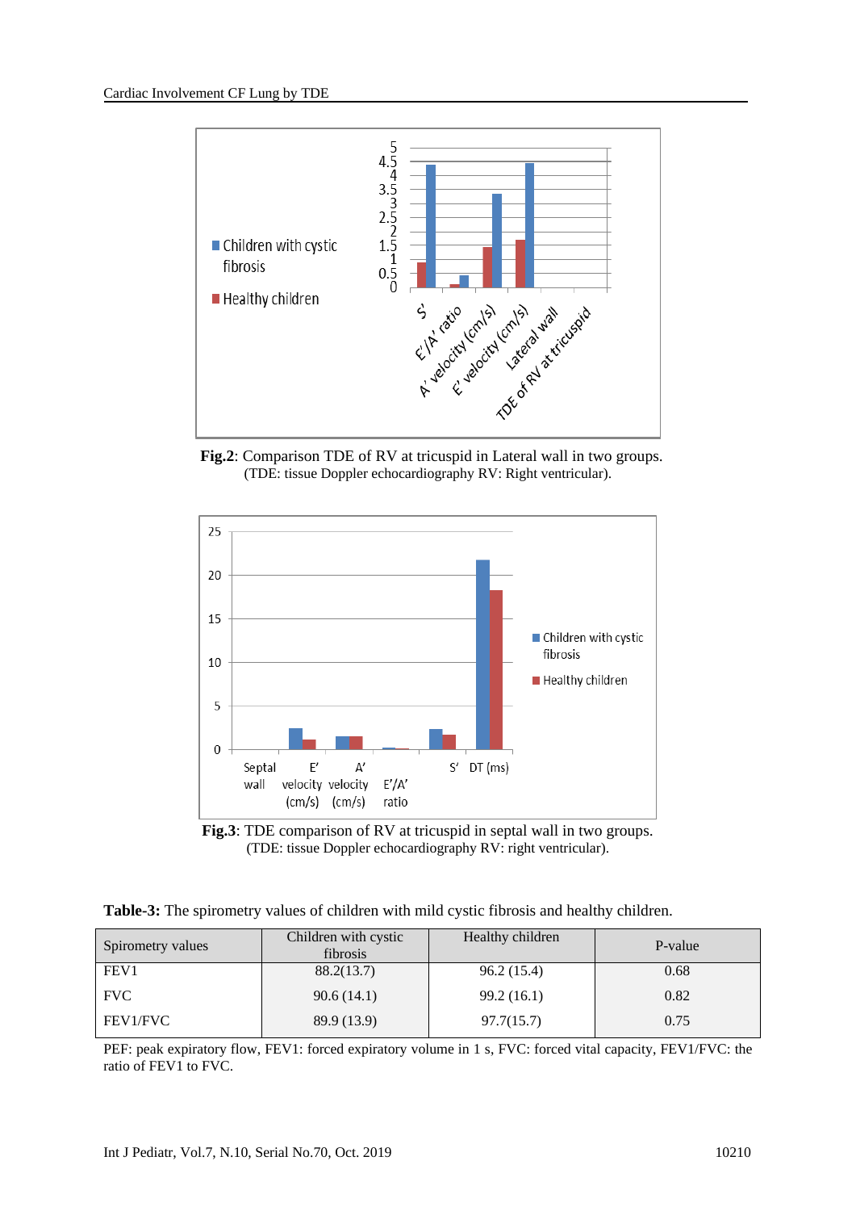**Fig.2**: Comparison TDE of RV at tricuspid in Lateral wall in two groups.
(TDE: tissue Doppler echocardiography RV: Right ventricular).

**Fig.3**: TDE comparison of RV at tricuspid in septal wall in two groups.
(TDE: tissue Doppler echocardiography RV: right ventricular).

**Table-3:** The spirometry values of children with mild cystic fibrosis and healthy children.

| Spirometry values | Children with cystic fibrosis | Healthy children | P-value |
|---|---|---|---|
| FEV1 | 88.2(13.7) | 96.2 (15.4) | 0.68 |
| FVC | 90.6 (14.1) | 99.2 (16.1) | 0.82 |
| FEV1/FVC | 89.9 (13.9) | 97.7(15.7) | 0.75 |

PEF: peak expiratory flow, FEV1: forced expiratory volume in 1 s, FVC: forced vital capacity, FEV1/FVC: the ratio of FEV1 to FVC.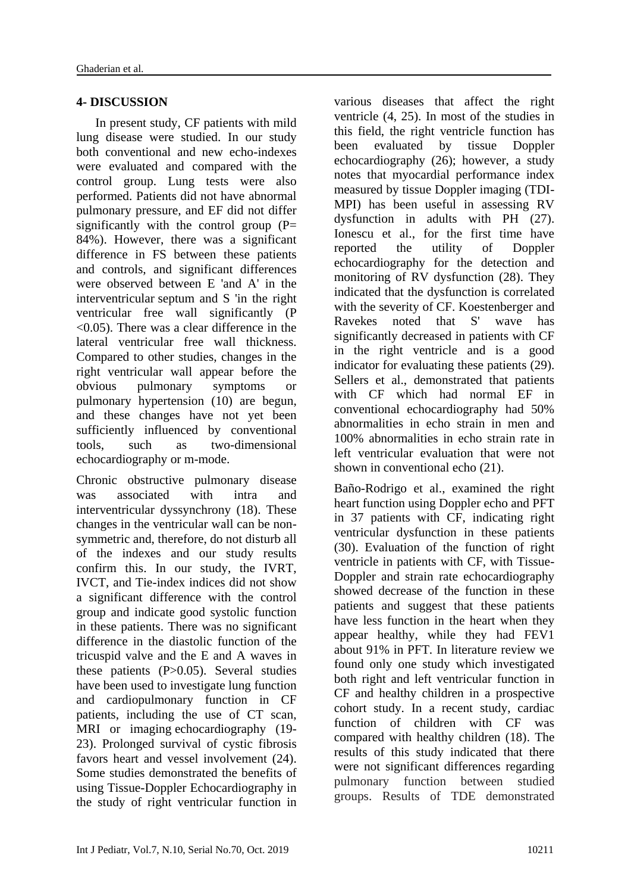## 4- DISCUSSION

In present study, CF patients with mild lung disease were studied. In our study both conventional and new echo-indexes were evaluated and compared with the control group. Lung tests were also performed. Patients did not have abnormal pulmonary pressure, and EF did not differ significantly with the control group (P= 84%). However, there was a significant difference in FS between these patients and controls, and significant differences were observed between E 'and A' in the interventricular septum and S 'in the right ventricular free wall significantly (P <0.05). There was a clear difference in the lateral ventricular free wall thickness. Compared to other studies, changes in the right ventricular wall appear before the obvious pulmonary symptoms or pulmonary hypertension (10) are begun, and these changes have not yet been sufficiently influenced by conventional tools, such as two-dimensional echocardiography or m-mode.

Chronic obstructive pulmonary disease was associated with intra and interventricular dyssynchrony (18). These changes in the ventricular wall can be non-symmetric and, therefore, do not disturb all of the indexes and our study results confirm this. In our study, the IVRT, IVCT, and Tie-index indices did not show a significant difference with the control group and indicate good systolic function in these patients. There was no significant difference in the diastolic function of the tricuspid valve and the E and A waves in these patients (P>0.05). Several studies have been used to investigate lung function and cardiopulmonary function in CF patients, including the use of CT scan, MRI or imaging echocardiography (19-23). Prolonged survival of cystic fibrosis favors heart and vessel involvement (24). Some studies demonstrated the benefits of using Tissue-Doppler Echocardiography in the study of right ventricular function in various diseases that affect the right ventricle (4, 25). In most of the studies in this field, the right ventricle function has been evaluated by tissue Doppler echocardiography (26); however, a study notes that myocardial performance index measured by tissue Doppler imaging (TDI-MPI) has been useful in assessing RV dysfunction in adults with PH (27). Ionescu et al., for the first time have reported the utility of Doppler echocardiography for the detection and monitoring of RV dysfunction (28). They indicated that the dysfunction is correlated with the severity of CF. Koestenberger and Ravekes noted that S' wave has significantly decreased in patients with CF in the right ventricle and is a good indicator for evaluating these patients (29). Sellers et al., demonstrated that patients with CF which had normal EF in conventional echocardiography had 50% abnormalities in echo strain in men and 100% abnormalities in echo strain rate in left ventricular evaluation that were not shown in conventional echo (21).

Baño-Rodrigo et al., examined the right heart function using Doppler echo and PFT in 37 patients with CF, indicating right ventricular dysfunction in these patients (30). Evaluation of the function of right ventricle in patients with CF, with Tissue-Doppler and strain rate echocardiography showed decrease of the function in these patients and suggest that these patients have less function in the heart when they appear healthy, while they had FEV1 about 91% in PFT. In literature review we found only one study which investigated both right and left ventricular function in CF and healthy children in a prospective cohort study. In a recent study, cardiac function of children with CF was compared with healthy children (18). The results of this study indicated that there were not significant differences regarding pulmonary function between studied groups. Results of TDE demonstrated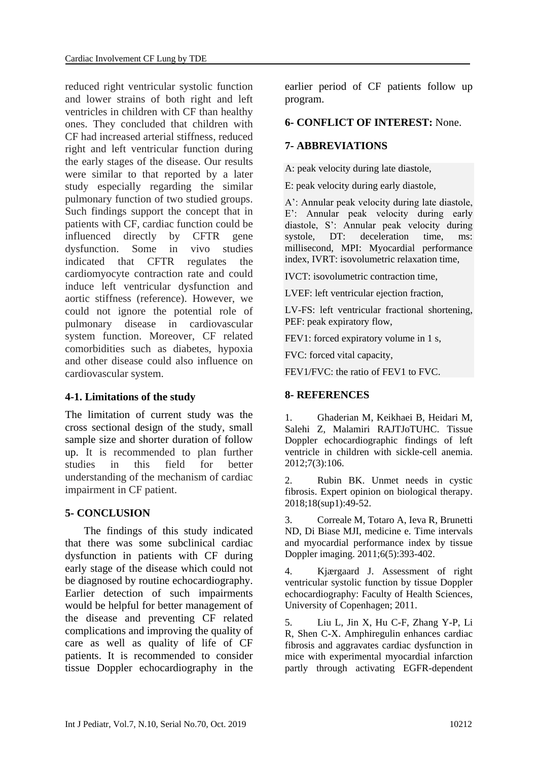reduced right ventricular systolic function and lower strains of both right and left ventricles in children with CF than healthy ones. They concluded that children with CF had increased arterial stiffness, reduced right and left ventricular function during the early stages of the disease. Our results were similar to that reported by a later study especially regarding the similar pulmonary function of two studied groups. Such findings support the concept that in patients with CF, cardiac function could be influenced directly by CFTR gene dysfunction. Some in vivo studies indicated that CFTR regulates the cardiomyocyte contraction rate and could induce left ventricular dysfunction and aortic stiffness (reference). However, we could not ignore the potential role of pulmonary disease in cardiovascular system function. Moreover, CF related comorbidities such as diabetes, hypoxia and other disease could also influence on cardiovascular system.

### 4-1. Limitations of the study

The limitation of current study was the cross sectional design of the study, small sample size and shorter duration of follow up. It is recommended to plan further studies in this field for better understanding of the mechanism of cardiac impairment in CF patient.

## 5- CONCLUSION

The findings of this study indicated that there was some subclinical cardiac dysfunction in patients with CF during early stage of the disease which could not be diagnosed by routine echocardiography. Earlier detection of such impairments would be helpful for better management of the disease and preventing CF related complications and improving the quality of care as well as quality of life of CF patients. It is recommended to consider tissue Doppler echocardiography in the earlier period of CF patients follow up program.

## 6- CONFLICT OF INTEREST: None.

## 7- ABBREVIATIONS

A: peak velocity during late diastole,

E: peak velocity during early diastole,

A': Annular peak velocity during late diastole, E': Annular peak velocity during early diastole, S': Annular peak velocity during systole, DT: deceleration time, ms: millisecond, MPI: Myocardial performance index, IVRT: isovolumetric relaxation time,

IVCT: isovolumetric contraction time,

LVEF: left ventricular ejection fraction,

LV-FS: left ventricular fractional shortening, PEF: peak expiratory flow,

FEV1: forced expiratory volume in 1 s,

FVC: forced vital capacity,

FEV1/FVC: the ratio of FEV1 to FVC.

## 8- REFERENCES

1. Ghaderian M, Keikhaei B, Heidari M, Salehi Z, Malamiri RAJTJoTUHC. Tissue Doppler echocardiographic findings of left ventricle in children with sickle-cell anemia. 2012;7(3):106.

2. Rubin BK. Unmet needs in cystic fibrosis. Expert opinion on biological therapy. 2018;18(sup1):49-52.

3. Correale M, Totaro A, Ieva R, Brunetti ND, Di Biase MJI, medicine e. Time intervals and myocardial performance index by tissue Doppler imaging. 2011;6(5):393-402.

4. Kjærgaard J. Assessment of right ventricular systolic function by tissue Doppler echocardiography: Faculty of Health Sciences, University of Copenhagen; 2011.

5. Liu L, Jin X, Hu C-F, Zhang Y-P, Li R, Shen C-X. Amphiregulin enhances cardiac fibrosis and aggravates cardiac dysfunction in mice with experimental myocardial infarction partly through activating EGFR-dependent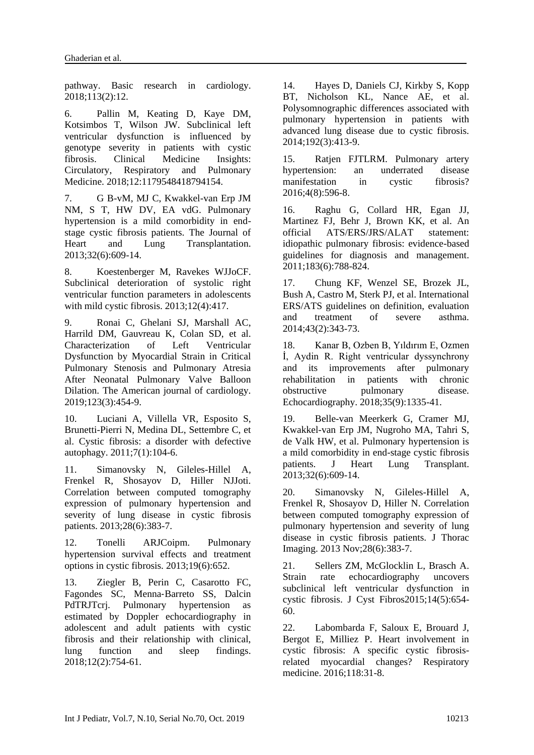pathway. Basic research in cardiology. 2018;113(2):12.

6. Pallin M, Keating D, Kaye DM, Kotsimbos T, Wilson JW. Subclinical left ventricular dysfunction is influenced by genotype severity in patients with cystic fibrosis. Clinical Medicine Insights: Circulatory, Respiratory and Pulmonary Medicine. 2018;12:1179548418794154.

7. G B-vM, MJ C, Kwakkel-van Erp JM NM, S T, HW DV, EA vdG. Pulmonary hypertension is a mild comorbidity in end-stage cystic fibrosis patients. The Journal of Heart and Lung Transplantation. 2013;32(6):609-14.

8. Koestenberger M, Ravekes WJJoCF. Subclinical deterioration of systolic right ventricular function parameters in adolescents with mild cystic fibrosis. 2013;12(4):417.

9. Ronai C, Ghelani SJ, Marshall AC, Harrild DM, Gauvreau K, Colan SD, et al. Characterization of Left Ventricular Dysfunction by Myocardial Strain in Critical Pulmonary Stenosis and Pulmonary Atresia After Neonatal Pulmonary Valve Balloon Dilation. The American journal of cardiology. 2019;123(3):454-9.

10. Luciani A, Villella VR, Esposito S, Brunetti-Pierri N, Medina DL, Settembre C, et al. Cystic fibrosis: a disorder with defective autophagy. 2011;7(1):104-6.

11. Simanovsky N, Gileles-Hillel A, Frenkel R, Shosayov D, Hiller NJJoti. Correlation between computed tomography expression of pulmonary hypertension and severity of lung disease in cystic fibrosis patients. 2013;28(6):383-7.

12. Tonelli ARJCoipm. Pulmonary hypertension survival effects and treatment options in cystic fibrosis. 2013;19(6):652.

13. Ziegler B, Perin C, Casarotto FC, Fagondes SC, Menna-Barreto SS, Dalcin PdTRJTcrj. Pulmonary hypertension as estimated by Doppler echocardiography in adolescent and adult patients with cystic fibrosis and their relationship with clinical, lung function and sleep findings. 2018;12(2):754-61.

14. Hayes D, Daniels CJ, Kirkby S, Kopp BT, Nicholson KL, Nance AE, et al. Polysomnographic differences associated with pulmonary hypertension in patients with advanced lung disease due to cystic fibrosis. 2014;192(3):413-9.

15. Ratjen FJTLRM. Pulmonary artery hypertension: an underrated disease manifestation in cystic fibrosis? 2016;4(8):596-8.

16. Raghu G, Collard HR, Egan JJ, Martinez FJ, Behr J, Brown KK, et al. An official ATS/ERS/JRS/ALAT statement: idiopathic pulmonary fibrosis: evidence-based guidelines for diagnosis and management. 2011;183(6):788-824.

17. Chung KF, Wenzel SE, Brozek JL, Bush A, Castro M, Sterk PJ, et al. International ERS/ATS guidelines on definition, evaluation and treatment of severe asthma. 2014;43(2):343-73.

18. Kanar B, Ozben B, Yıldırım E, Ozmen İ, Aydin R. Right ventricular dyssynchrony and its improvements after pulmonary rehabilitation in patients with chronic obstructive pulmonary disease. Echocardiography. 2018;35(9):1335-41.

19. Belle-van Meerkerk G, Cramer MJ, Kwakkel-van Erp JM, Nugroho MA, Tahri S, de Valk HW, et al. Pulmonary hypertension is a mild comorbidity in end-stage cystic fibrosis patients. J Heart Lung Transplant. 2013;32(6):609-14.

20. Simanovsky N, Gileles-Hillel A, Frenkel R, Shosayov D, Hiller N. Correlation between computed tomography expression of pulmonary hypertension and severity of lung disease in cystic fibrosis patients. J Thorac Imaging. 2013 Nov;28(6):383-7.

21. Sellers ZM, McGlocklin L, Brasch A. Strain rate echocardiography uncovers subclinical left ventricular dysfunction in cystic fibrosis. J Cyst Fibros2015;14(5):654-60.

22. Labombarda F, Saloux E, Brouard J, Bergot E, Milliez P. Heart involvement in cystic fibrosis: A specific cystic fibrosis-related myocardial changes? Respiratory medicine. 2016;118:31-8.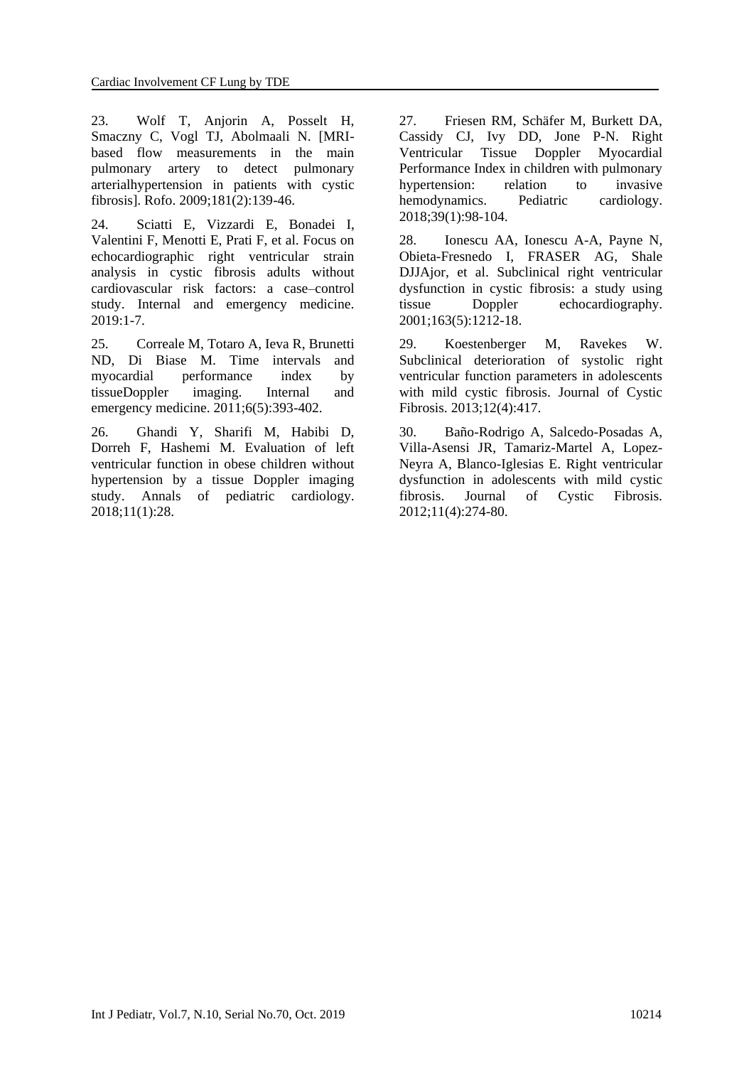23. Wolf T, Anjorin A, Posselt H, Smaczny C, Vogl TJ, Abolmaali N. [MRI-based flow measurements in the main pulmonary artery to detect pulmonary arterialhypertension in patients with cystic fibrosis]. Rofo. 2009;181(2):139-46.

24. Sciatti E, Vizzardi E, Bonadei I, Valentini F, Menotti E, Prati F, et al. Focus on echocardiographic right ventricular strain analysis in cystic fibrosis adults without cardiovascular risk factors: a case–control study. Internal and emergency medicine. 2019:1-7.

25. Correale M, Totaro A, Ieva R, Brunetti ND, Di Biase M. Time intervals and myocardial performance index by tissueDoppler imaging. Internal and emergency medicine. 2011;6(5):393-402.

26. Ghandi Y, Sharifi M, Habibi D, Dorreh F, Hashemi M. Evaluation of left ventricular function in obese children without hypertension by a tissue Doppler imaging study. Annals of pediatric cardiology. 2018;11(1):28.

27. Friesen RM, Schäfer M, Burkett DA, Cassidy CJ, Ivy DD, Jone P-N. Right Ventricular Tissue Doppler Myocardial Performance Index in children with pulmonary hypertension: relation to invasive hemodynamics. Pediatric cardiology. 2018;39(1):98-104.

28. Ionescu AA, Ionescu A-A, Payne N, Obieta-Fresnedo I, FRASER AG, Shale DJJAjor, et al. Subclinical right ventricular dysfunction in cystic fibrosis: a study using tissue Doppler echocardiography. 2001;163(5):1212-18.

29. Koestenberger M, Ravekes W. Subclinical deterioration of systolic right ventricular function parameters in adolescents with mild cystic fibrosis. Journal of Cystic Fibrosis. 2013;12(4):417.

30. Baño-Rodrigo A, Salcedo-Posadas A, Villa-Asensi JR, Tamariz-Martel A, Lopez-Neyra A, Blanco-Iglesias E. Right ventricular dysfunction in adolescents with mild cystic fibrosis. Journal of Cystic Fibrosis. 2012;11(4):274-80.